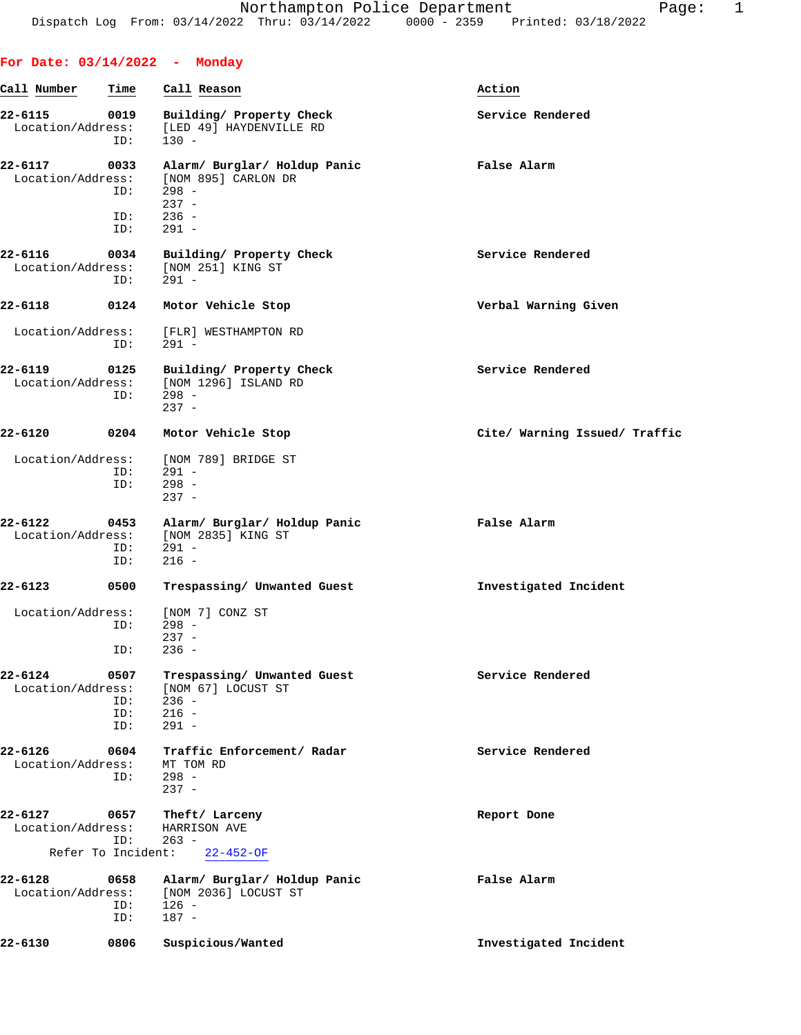Northampton Police Department
Dispatch Log From: 03/14/2022 Thru: 03/14/2022 0000 - 2359 Printed: 03/18/2022

## For Date: 03/14/2022 - Monday

| Call Number | Time | Call Reason | Action |
|---|---|---|---|
| 22-6115 | 0019 | Building/ Property Check | Service Rendered |
| | | Location/Address: [LED 49] HAYDENVILLE RD | |
| | | ID: 130 - | |
| 22-6117 | 0033 | Alarm/ Burglar/ Holdup Panic | False Alarm |
| | | Location/Address: [NOM 895] CARLON DR | |
| | | ID: 298 - | |
| | | 237 - | |
| | | ID: 236 - | |
| | | ID: 291 - | |
| 22-6116 | 0034 | Building/ Property Check | Service Rendered |
| | | Location/Address: [NOM 251] KING ST | |
| | | ID: 291 - | |
| 22-6118 | 0124 | Motor Vehicle Stop | Verbal Warning Given |
| | | Location/Address: [FLR] WESTHAMPTON RD | |
| | | ID: 291 - | |
| 22-6119 | 0125 | Building/ Property Check | Service Rendered |
| | | Location/Address: [NOM 1296] ISLAND RD | |
| | | ID: 298 - | |
| | | 237 - | |
| 22-6120 | 0204 | Motor Vehicle Stop | Cite/ Warning Issued/ Traffic |
| | | Location/Address: [NOM 789] BRIDGE ST | |
| | | ID: 291 - | |
| | | ID: 298 - | |
| | | 237 - | |
| 22-6122 | 0453 | Alarm/ Burglar/ Holdup Panic | False Alarm |
| | | Location/Address: [NOM 2835] KING ST | |
| | | ID: 291 - | |
| | | ID: 216 - | |
| 22-6123 | 0500 | Trespassing/ Unwanted Guest | Investigated Incident |
| | | Location/Address: [NOM 7] CONZ ST | |
| | | ID: 298 - | |
| | | 237 - | |
| | | ID: 236 - | |
| 22-6124 | 0507 | Trespassing/ Unwanted Guest | Service Rendered |
| | | Location/Address: [NOM 67] LOCUST ST | |
| | | ID: 236 - | |
| | | ID: 216 - | |
| | | ID: 291 - | |
| 22-6126 | 0604 | Traffic Enforcement/ Radar | Service Rendered |
| | | Location/Address: MT TOM RD | |
| | | ID: 298 - | |
| | | 237 - | |
| 22-6127 | 0657 | Theft/ Larceny | Report Done |
| | | Location/Address: HARRISON AVE | |
| | | ID: 263 - | |
| | | Refer To Incident: 22-452-OF | |
| 22-6128 | 0658 | Alarm/ Burglar/ Holdup Panic | False Alarm |
| | | Location/Address: [NOM 2036] LOCUST ST | |
| | | ID: 126 - | |
| | | ID: 187 - | |
| 22-6130 | 0806 | Suspicious/Wanted | Investigated Incident |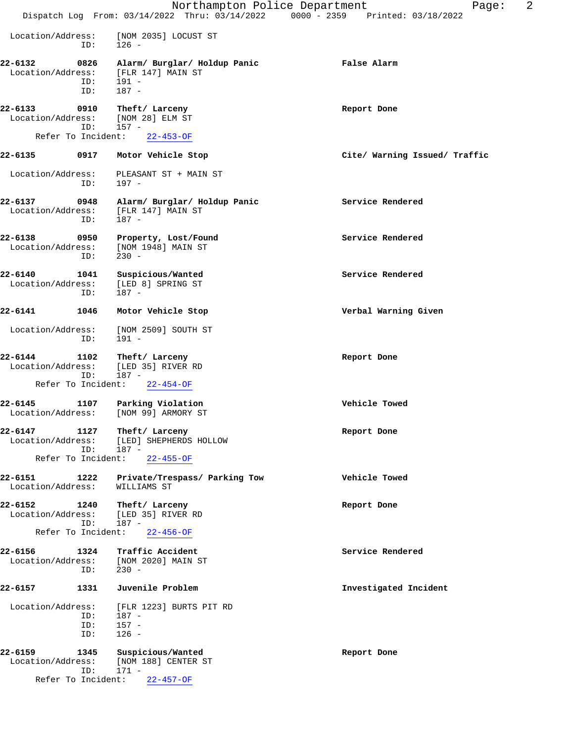Location/Address: [NOM 2035] LOCUST ST
ID: 126 -

**22-6132 0826 Alarm/ Burglar/ Holdup Panic** — **False Alarm**
Location/Address: [FLR 147] MAIN ST
ID: 191 -
ID: 187 -

**22-6133 0910 Theft/ Larceny** — **Report Done**
Location/Address: [NOM 28] ELM ST
ID: 157 -
Refer To Incident: 22-453-OF

**22-6135 0917 Motor Vehicle Stop** — **Cite/ Warning Issued/ Traffic**
Location/Address: PLEASANT ST + MAIN ST
ID: 197 -

**22-6137 0948 Alarm/ Burglar/ Holdup Panic** — **Service Rendered**
Location/Address: [FLR 147] MAIN ST
ID: 187 -

**22-6138 0950 Property, Lost/Found** — **Service Rendered**
Location/Address: [NOM 1948] MAIN ST
ID: 230 -

**22-6140 1041 Suspicious/Wanted** — **Service Rendered**
Location/Address: [LED 8] SPRING ST
ID: 187 -

**22-6141 1046 Motor Vehicle Stop** — **Verbal Warning Given**
Location/Address: [NOM 2509] SOUTH ST
ID: 191 -

**22-6144 1102 Theft/ Larceny** — **Report Done**
Location/Address: [LED 35] RIVER RD
ID: 187 -
Refer To Incident: 22-454-OF

**22-6145 1107 Parking Violation** — **Vehicle Towed**
Location/Address: [NOM 99] ARMORY ST

**22-6147 1127 Theft/ Larceny** — **Report Done**
Location/Address: [LED] SHEPHERDS HOLLOW
ID: 187 -
Refer To Incident: 22-455-OF

**22-6151 1222 Private/Trespass/ Parking Tow** — **Vehicle Towed**
Location/Address: WILLIAMS ST

**22-6152 1240 Theft/ Larceny** — **Report Done**
Location/Address: [LED 35] RIVER RD
ID: 187 -
Refer To Incident: 22-456-OF

**22-6156 1324 Traffic Accident** — **Service Rendered**
Location/Address: [NOM 2020] MAIN ST
ID: 230 -

**22-6157 1331 Juvenile Problem** — **Investigated Incident**
Location/Address: [FLR 1223] BURTS PIT RD
ID: 187 -
ID: 157 -
ID: 126 -

**22-6159 1345 Suspicious/Wanted** — **Report Done**
Location/Address: [NOM 188] CENTER ST
ID: 171 -
Refer To Incident: 22-457-OF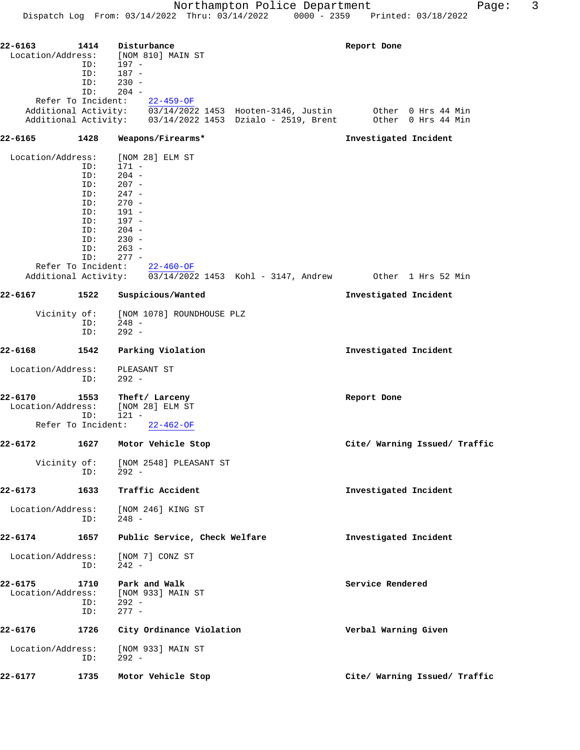**22-6163** **1414** **Disturbance** **Report Done**

Location/Address: [NOM 810] MAIN ST
ID: 197 -
ID: 187 -
ID: 230 -
ID: 204 -
Refer To Incident: 22-459-OF
Additional Activity: 03/14/2022 1453 Hooten-3146, Justin Other 0 Hrs 44 Min
Additional Activity: 03/14/2022 1453 Dzialo - 2519, Brent Other 0 Hrs 44 Min

**22-6165** **1428** **Weapons/Firearms*** **Investigated Incident**

Location/Address: [NOM 28] ELM ST
ID: 171 -
ID: 204 -
ID: 207 -
ID: 247 -
ID: 270 -
ID: 191 -
ID: 197 -
ID: 204 -
ID: 230 -
ID: 263 -
ID: 277 -
Refer To Incident: 22-460-OF
Additional Activity: 03/14/2022 1453 Kohl - 3147, Andrew Other 1 Hrs 52 Min

**22-6167** **1522** **Suspicious/Wanted** **Investigated Incident**

Vicinity of: [NOM 1078] ROUNDHOUSE PLZ
ID: 248 -
ID: 292 -

**22-6168** **1542** **Parking Violation** **Investigated Incident**

Location/Address: PLEASANT ST
ID: 292 -

**22-6170** **1553** **Theft/ Larceny** **Report Done**

Location/Address: [NOM 28] ELM ST
ID: 121 -
Refer To Incident: 22-462-OF

**22-6172** **1627** **Motor Vehicle Stop** **Cite/ Warning Issued/ Traffic**

Vicinity of: [NOM 2548] PLEASANT ST
ID: 292 -

**22-6173** **1633** **Traffic Accident** **Investigated Incident**

Location/Address: [NOM 246] KING ST
ID: 248 -

**22-6174** **1657** **Public Service, Check Welfare** **Investigated Incident**

Location/Address: [NOM 7] CONZ ST
ID: 242 -

**22-6175** **1710** **Park and Walk** **Service Rendered**

Location/Address: [NOM 933] MAIN ST
ID: 292 -
ID: 277 -

**22-6176** **1726** **City Ordinance Violation** **Verbal Warning Given**

Location/Address: [NOM 933] MAIN ST
ID: 292 -

**22-6177** **1735** **Motor Vehicle Stop** **Cite/ Warning Issued/ Traffic**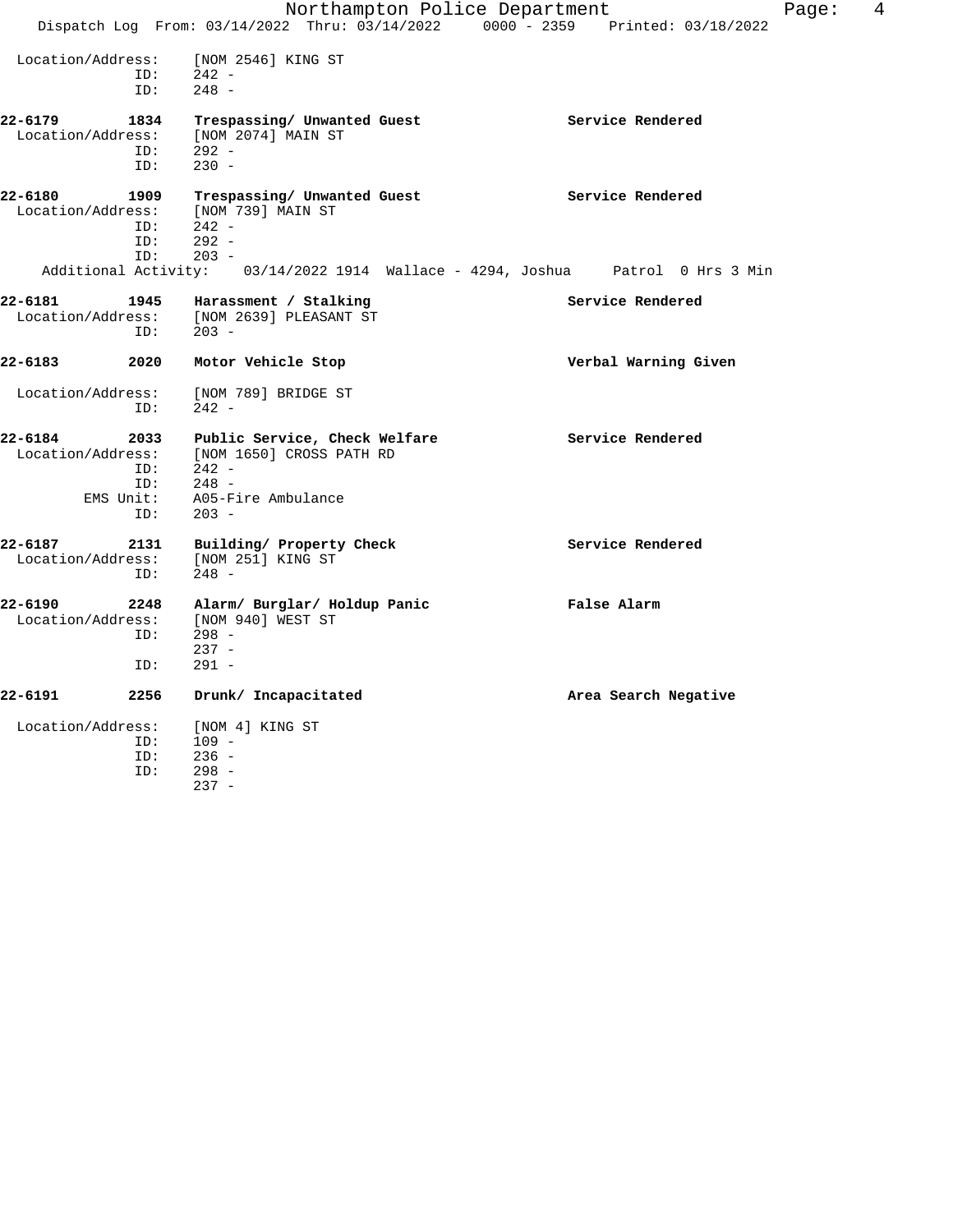Location/Address: [NOM 2546] KING ST
ID: 242 -
ID: 248 -

**22-6179 1834 Trespassing/ Unwanted Guest** **Service Rendered**
Location/Address: [NOM 2074] MAIN ST
ID: 292 -
ID: 230 -

**22-6180 1909 Trespassing/ Unwanted Guest** **Service Rendered**
Location/Address: [NOM 739] MAIN ST
ID: 242 -
ID: 292 -
ID: 203 -
Additional Activity: 03/14/2022 1914 Wallace - 4294, Joshua Patrol 0 Hrs 3 Min

**22-6181 1945 Harassment / Stalking** **Service Rendered**
Location/Address: [NOM 2639] PLEASANT ST
ID: 203 -

**22-6183 2020 Motor Vehicle Stop** **Verbal Warning Given**
Location/Address: [NOM 789] BRIDGE ST
ID: 242 -

**22-6184 2033 Public Service, Check Welfare** **Service Rendered**
Location/Address: [NOM 1650] CROSS PATH RD
ID: 242 -
ID: 248 -
EMS Unit: A05-Fire Ambulance
ID: 203 -

**22-6187 2131 Building/ Property Check** **Service Rendered**
Location/Address: [NOM 251] KING ST
ID: 248 -

**22-6190 2248 Alarm/ Burglar/ Holdup Panic** **False Alarm**
Location/Address: [NOM 940] WEST ST
ID: 298 -
237 -
ID: 291 -

**22-6191 2256 Drunk/ Incapacitated** **Area Search Negative**
Location/Address: [NOM 4] KING ST
ID: 109 -
ID: 236 -
ID: 298 -
237 -